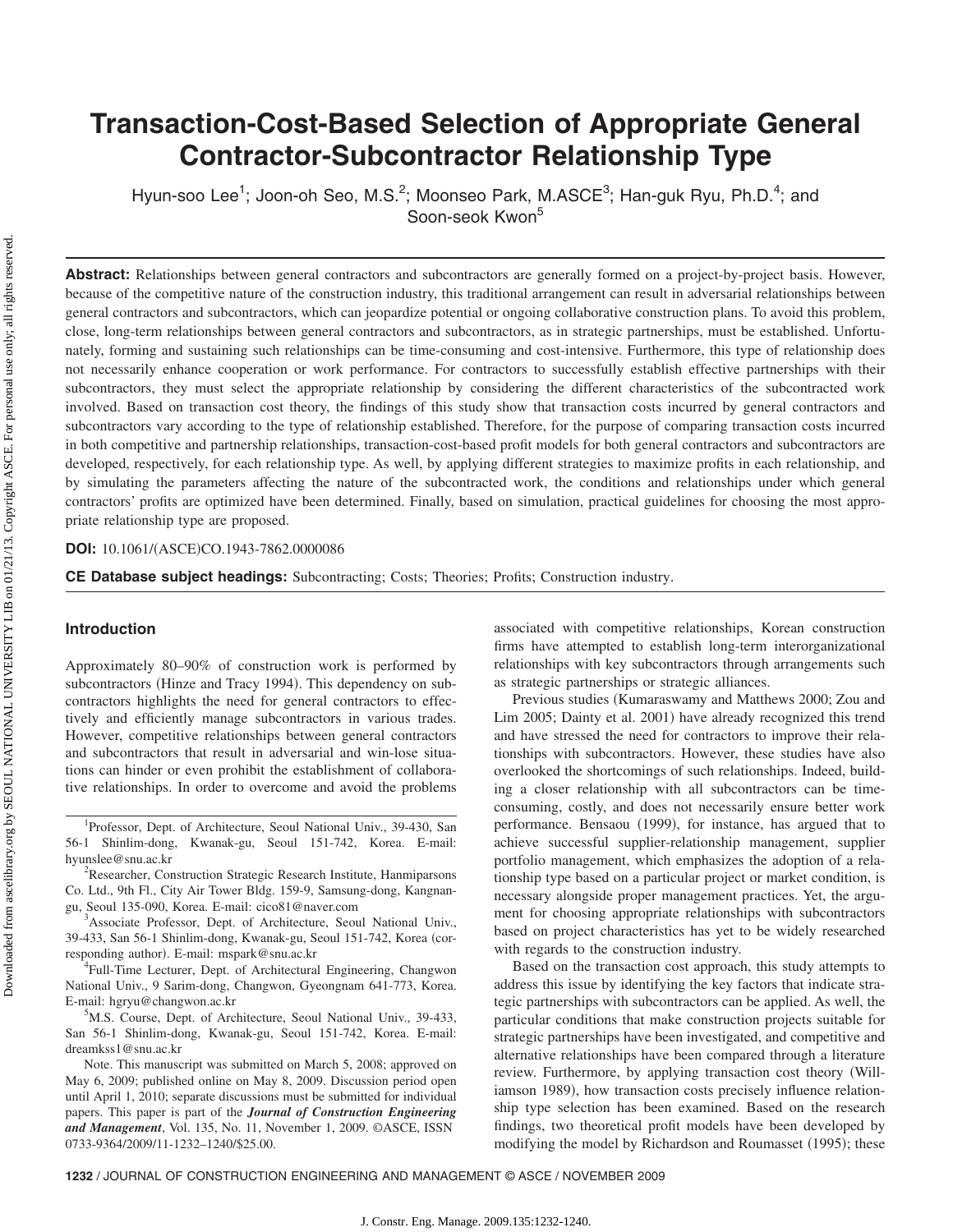# Transaction-Cost-Based Selection of Appropriate General Contractor-Subcontractor Relationship Type

Hyun-soo Lee[1]; Joon-oh Seo, M.S.[2]; Moonseo Park, M.ASCE[3]; Han-guk Ryu, Ph.D.[4]; and Soon-seok Kwon[5]

**Abstract:** Relationships between general contractors and subcontractors are generally formed on a project-by-project basis. However, because of the competitive nature of the construction industry, this traditional arrangement can result in adversarial relationships between general contractors and subcontractors, which can jeopardize potential or ongoing collaborative construction plans. To avoid this problem, close, long-term relationships between general contractors and subcontractors, as in strategic partnerships, must be established. Unfortunately, forming and sustaining such relationships can be time-consuming and cost-intensive. Furthermore, this type of relationship does not necessarily enhance cooperation or work performance. For contractors to successfully establish effective partnerships with their subcontractors, they must select the appropriate relationship by considering the different characteristics of the subcontracted work involved. Based on transaction cost theory, the findings of this study show that transaction costs incurred by general contractors and subcontractors vary according to the type of relationship established. Therefore, for the purpose of comparing transaction costs incurred in both competitive and partnership relationships, transaction-cost-based profit models for both general contractors and subcontractors are developed, respectively, for each relationship type. As well, by applying different strategies to maximize profits in each relationship, and by simulating the parameters affecting the nature of the subcontracted work, the conditions and relationships under which general contractors' profits are optimized have been determined. Finally, based on simulation, practical guidelines for choosing the most appropriate relationship type are proposed.

**DOI:** 10.1061/(ASCE)CO.1943-7862.0000086

**CE Database subject headings:** Subcontracting; Costs; Theories; Profits; Construction industry.

## Introduction

Approximately 80–90% of construction work is performed by subcontractors (Hinze and Tracy 1994). This dependency on subcontractors highlights the need for general contractors to effectively and efficiently manage subcontractors in various trades. However, competitive relationships between general contractors and subcontractors that result in adversarial and win-lose situations can hinder or even prohibit the establishment of collaborative relationships. In order to overcome and avoid the problems associated with competitive relationships, Korean construction firms have attempted to establish long-term interorganizational relationships with key subcontractors through arrangements such as strategic partnerships or strategic alliances.

Previous studies (Kumaraswamy and Matthews 2000; Zou and Lim 2005; Dainty et al. 2001) have already recognized this trend and have stressed the need for contractors to improve their relationships with subcontractors. However, these studies have also overlooked the shortcomings of such relationships. Indeed, building a closer relationship with all subcontractors can be time-consuming, costly, and does not necessarily ensure better work performance. Bensaou (1999), for instance, has argued that to achieve successful supplier-relationship management, supplier portfolio management, which emphasizes the adoption of a relationship type based on a particular project or market condition, is necessary alongside proper management practices. Yet, the argument for choosing appropriate relationships with subcontractors based on project characteristics has yet to be widely researched with regards to the construction industry.

Based on the transaction cost approach, this study attempts to address this issue by identifying the key factors that indicate strategic partnerships with subcontractors can be applied. As well, the particular conditions that make construction projects suitable for strategic partnerships have been investigated, and competitive and alternative relationships have been compared through a literature review. Furthermore, by applying transaction cost theory (Williamson 1989), how transaction costs precisely influence relationship type selection has been examined. Based on the research findings, two theoretical profit models have been developed by modifying the model by Richardson and Roumasset (1995); these

[1]Professor, Dept. of Architecture, Seoul National Univ., 39-430, San 56-1 Shinlim-dong, Kwanak-gu, Seoul 151-742, Korea. E-mail: hyunslee@snu.ac.kr

[2]Researcher, Construction Strategic Research Institute, Hanmiparsons Co. Ltd., 9th Fl., City Air Tower Bldg. 159-9, Samsung-dong, Kangnan-gu, Seoul 135-090, Korea. E-mail: cico81@naver.com

[3]Associate Professor, Dept. of Architecture, Seoul National Univ., 39-433, San 56-1 Shinlim-dong, Kwanak-gu, Seoul 151-742, Korea (corresponding author). E-mail: mspark@snu.ac.kr

[4]Full-Time Lecturer, Dept. of Architectural Engineering, Changwon National Univ., 9 Sarim-dong, Changwon, Gyeongnam 641-773, Korea. E-mail: hgryu@changwon.ac.kr

[5]M.S. Course, Dept. of Architecture, Seoul National Univ., 39-433, San 56-1 Shinlim-dong, Kwanak-gu, Seoul 151-742, Korea. E-mail: dreamkss1@snu.ac.kr

Note. This manuscript was submitted on March 5, 2008; approved on May 6, 2009; published online on May 8, 2009. Discussion period open until April 1, 2010; separate discussions must be submitted for individual papers. This paper is part of the ***Journal of Construction Engineering and Management***, Vol. 135, No. 11, November 1, 2009. ©ASCE, ISSN 0733-9364/2009/11-1232–1240/$25.00.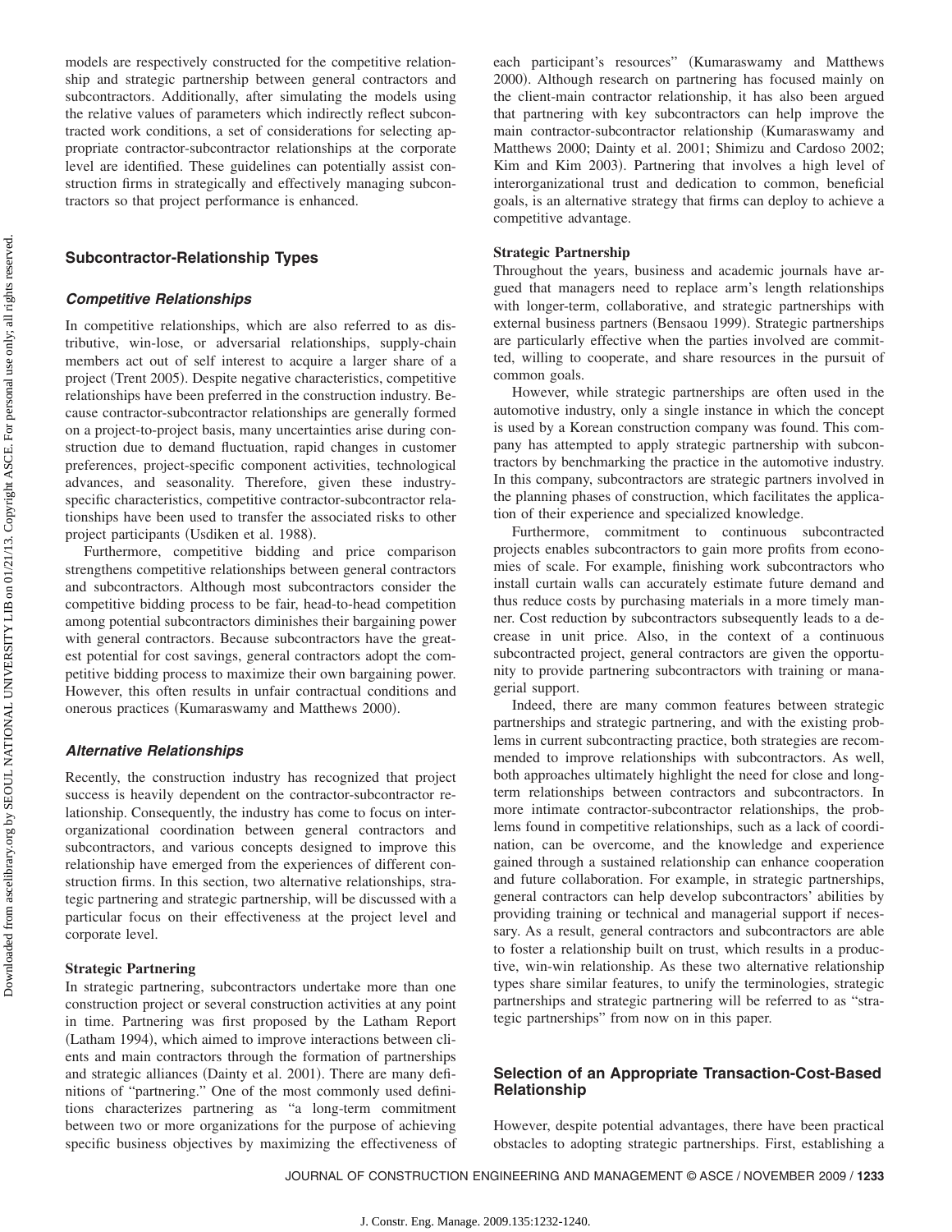models are respectively constructed for the competitive relationship and strategic partnership between general contractors and subcontractors. Additionally, after simulating the models using the relative values of parameters which indirectly reflect subcontracted work conditions, a set of considerations for selecting appropriate contractor-subcontractor relationships at the corporate level are identified. These guidelines can potentially assist construction firms in strategically and effectively managing subcontractors so that project performance is enhanced.

## Subcontractor-Relationship Types

### *Competitive Relationships*

In competitive relationships, which are also referred to as distributive, win-lose, or adversarial relationships, supply-chain members act out of self interest to acquire a larger share of a project (Trent 2005). Despite negative characteristics, competitive relationships have been preferred in the construction industry. Because contractor-subcontractor relationships are generally formed on a project-to-project basis, many uncertainties arise during construction due to demand fluctuation, rapid changes in customer preferences, project-specific component activities, technological advances, and seasonality. Therefore, given these industry-specific characteristics, competitive contractor-subcontractor relationships have been used to transfer the associated risks to other project participants (Usdiken et al. 1988).

Furthermore, competitive bidding and price comparison strengthens competitive relationships between general contractors and subcontractors. Although most subcontractors consider the competitive bidding process to be fair, head-to-head competition among potential subcontractors diminishes their bargaining power with general contractors. Because subcontractors have the greatest potential for cost savings, general contractors adopt the competitive bidding process to maximize their own bargaining power. However, this often results in unfair contractual conditions and onerous practices (Kumaraswamy and Matthews 2000).

### *Alternative Relationships*

Recently, the construction industry has recognized that project success is heavily dependent on the contractor-subcontractor relationship. Consequently, the industry has come to focus on interorganizational coordination between general contractors and subcontractors, and various concepts designed to improve this relationship have emerged from the experiences of different construction firms. In this section, two alternative relationships, strategic partnering and strategic partnership, will be discussed with a particular focus on their effectiveness at the project level and corporate level.

#### Strategic Partnering

In strategic partnering, subcontractors undertake more than one construction project or several construction activities at any point in time. Partnering was first proposed by the Latham Report (Latham 1994), which aimed to improve interactions between clients and main contractors through the formation of partnerships and strategic alliances (Dainty et al. 2001). There are many definitions of "partnering." One of the most commonly used definitions characterizes partnering as "a long-term commitment between two or more organizations for the purpose of achieving specific business objectives by maximizing the effectiveness of each participant's resources" (Kumaraswamy and Matthews 2000). Although research on partnering has focused mainly on the client-main contractor relationship, it has also been argued that partnering with key subcontractors can help improve the main contractor-subcontractor relationship (Kumaraswamy and Matthews 2000; Dainty et al. 2001; Shimizu and Cardoso 2002; Kim and Kim 2003). Partnering that involves a high level of interorganizational trust and dedication to common, beneficial goals, is an alternative strategy that firms can deploy to achieve a competitive advantage.

#### Strategic Partnership

Throughout the years, business and academic journals have argued that managers need to replace arm's length relationships with longer-term, collaborative, and strategic partnerships with external business partners (Bensaou 1999). Strategic partnerships are particularly effective when the parties involved are committed, willing to cooperate, and share resources in the pursuit of common goals.

However, while strategic partnerships are often used in the automotive industry, only a single instance in which the concept is used by a Korean construction company was found. This company has attempted to apply strategic partnership with subcontractors by benchmarking the practice in the automotive industry. In this company, subcontractors are strategic partners involved in the planning phases of construction, which facilitates the application of their experience and specialized knowledge.

Furthermore, commitment to continuous subcontracted projects enables subcontractors to gain more profits from economies of scale. For example, finishing work subcontractors who install curtain walls can accurately estimate future demand and thus reduce costs by purchasing materials in a more timely manner. Cost reduction by subcontractors subsequently leads to a decrease in unit price. Also, in the context of a continuous subcontracted project, general contractors are given the opportunity to provide partnering subcontractors with training or managerial support.

Indeed, there are many common features between strategic partnerships and strategic partnering, and with the existing problems in current subcontracting practice, both strategies are recommended to improve relationships with subcontractors. As well, both approaches ultimately highlight the need for close and long-term relationships between contractors and subcontractors. In more intimate contractor-subcontractor relationships, the problems found in competitive relationships, such as a lack of coordination, can be overcome, and the knowledge and experience gained through a sustained relationship can enhance cooperation and future collaboration. For example, in strategic partnerships, general contractors can help develop subcontractors' abilities by providing training or technical and managerial support if necessary. As a result, general contractors and subcontractors are able to foster a relationship built on trust, which results in a productive, win-win relationship. As these two alternative relationship types share similar features, to unify the terminologies, strategic partnerships and strategic partnering will be referred to as "strategic partnerships" from now on in this paper.

## Selection of an Appropriate Transaction-Cost-Based Relationship

However, despite potential advantages, there have been practical obstacles to adopting strategic partnerships. First, establishing a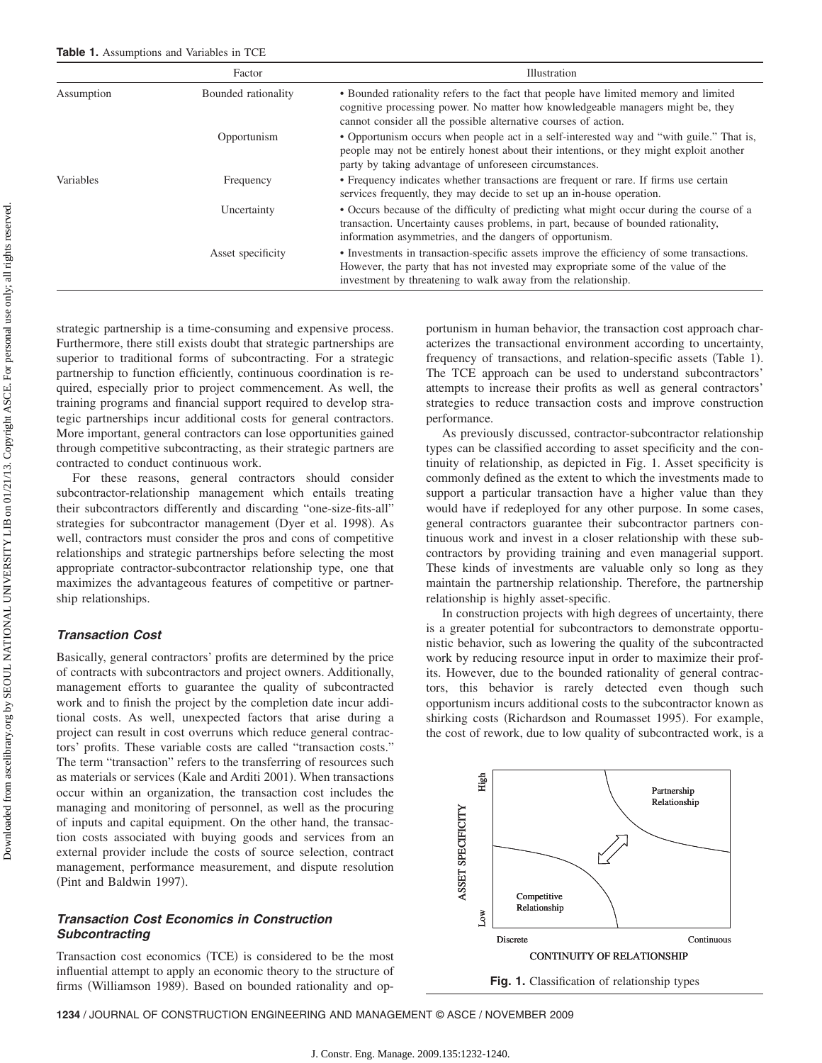**Table 1.** Assumptions and Variables in TCE

| | Factor | Illustration |
|---|---|---|
| Assumption | Bounded rationality | • Bounded rationality refers to the fact that people have limited memory and limited cognitive processing power. No matter how knowledgeable managers might be, they cannot consider all the possible alternative courses of action. |
| | Opportunism | • Opportunism occurs when people act in a self-interested way and "with guile." That is, people may not be entirely honest about their intentions, or they might exploit another party by taking advantage of unforeseen circumstances. |
| Variables | Frequency | • Frequency indicates whether transactions are frequent or rare. If firms use certain services frequently, they may decide to set up an in-house operation. |
| | Uncertainty | • Occurs because of the difficulty of predicting what might occur during the course of a transaction. Uncertainty causes problems, in part, because of bounded rationality, information asymmetries, and the dangers of opportunism. |
| | Asset specificity | • Investments in transaction-specific assets improve the efficiency of some transactions. However, the party that has not invested may expropriate some of the value of the investment by threatening to walk away from the relationship. |

strategic partnership is a time-consuming and expensive process. Furthermore, there still exists doubt that strategic partnerships are superior to traditional forms of subcontracting. For a strategic partnership to function efficiently, continuous coordination is required, especially prior to project commencement. As well, the training programs and financial support required to develop strategic partnerships incur additional costs for general contractors. More important, general contractors can lose opportunities gained through competitive subcontracting, as their strategic partners are contracted to conduct continuous work.

For these reasons, general contractors should consider subcontractor-relationship management which entails treating their subcontractors differently and discarding "one-size-fits-all" strategies for subcontractor management (Dyer et al. 1998). As well, contractors must consider the pros and cons of competitive relationships and strategic partnerships before selecting the most appropriate contractor-subcontractor relationship type, one that maximizes the advantageous features of competitive or partnership relationships.

### *Transaction Cost*

Basically, general contractors' profits are determined by the price of contracts with subcontractors and project owners. Additionally, management efforts to guarantee the quality of subcontracted work and to finish the project by the completion date incur additional costs. As well, unexpected factors that arise during a project can result in cost overruns which reduce general contractors' profits. These variable costs are called "transaction costs." The term "transaction" refers to the transferring of resources such as materials or services (Kale and Arditi 2001). When transactions occur within an organization, the transaction cost includes the managing and monitoring of personnel, as well as the procuring of inputs and capital equipment. On the other hand, the transaction costs associated with buying goods and services from an external provider include the costs of source selection, contract management, performance measurement, and dispute resolution (Pint and Baldwin 1997).

### *Transaction Cost Economics in Construction Subcontracting*

Transaction cost economics (TCE) is considered to be the most influential attempt to apply an economic theory to the structure of firms (Williamson 1989). Based on bounded rationality and opportunism in human behavior, the transaction cost approach characterizes the transactional environment according to uncertainty, frequency of transactions, and relation-specific assets (Table 1). The TCE approach can be used to understand subcontractors' attempts to increase their profits as well as general contractors' strategies to reduce transaction costs and improve construction performance.

As previously discussed, contractor-subcontractor relationship types can be classified according to asset specificity and the continuity of relationship, as depicted in Fig. 1. Asset specificity is commonly defined as the extent to which the investments made to support a particular transaction have a higher value than they would have if redeployed for any other purpose. In some cases, general contractors guarantee their subcontractor partners continuous work and invest in a closer relationship with these subcontractors by providing training and even managerial support. These kinds of investments are valuable only so long as they maintain the partnership relationship. Therefore, the partnership relationship is highly asset-specific.

In construction projects with high degrees of uncertainty, there is a greater potential for subcontractors to demonstrate opportunistic behavior, such as lowering the quality of the subcontracted work by reducing resource input in order to maximize their profits. However, due to the bounded rationality of general contractors, this behavior is rarely detected even though such opportunism incurs additional costs to the subcontractor known as shirking costs (Richardson and Roumasset 1995). For example, the cost of rework, due to low quality of subcontracted work, is a

ASSET SPECIFICITY
High
Low
Partnership Relationship
Competitive Relationship
Discrete
Continuous
CONTINUITY OF RELATIONSHIP

**Fig. 1.** Classification of relationship types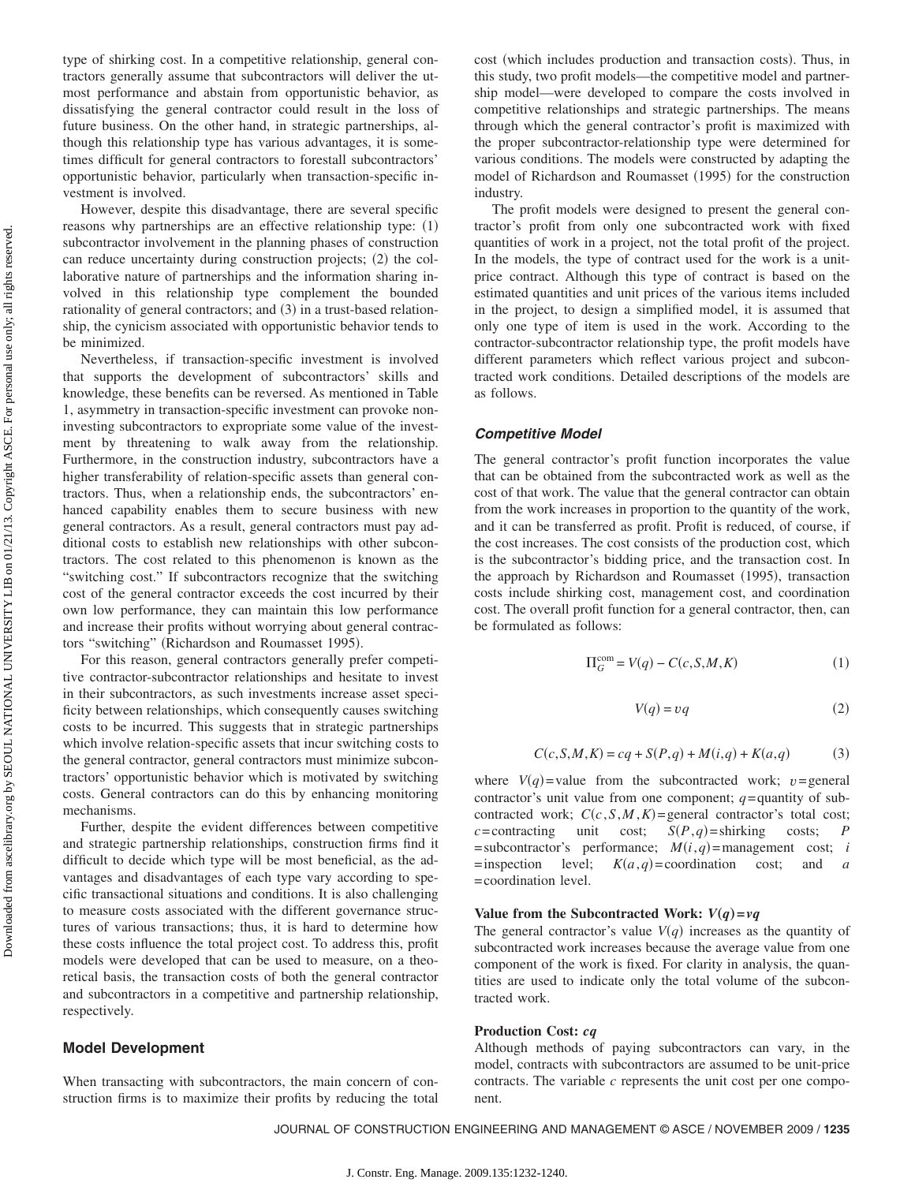type of shirking cost. In a competitive relationship, general contractors generally assume that subcontractors will deliver the utmost performance and abstain from opportunistic behavior, as dissatisfying the general contractor could result in the loss of future business. On the other hand, in strategic partnerships, although this relationship type has various advantages, it is sometimes difficult for general contractors to forestall subcontractors' opportunistic behavior, particularly when transaction-specific investment is involved.

However, despite this disadvantage, there are several specific reasons why partnerships are an effective relationship type: (1) subcontractor involvement in the planning phases of construction can reduce uncertainty during construction projects; (2) the collaborative nature of partnerships and the information sharing involved in this relationship type complement the bounded rationality of general contractors; and (3) in a trust-based relationship, the cynicism associated with opportunistic behavior tends to be minimized.

Nevertheless, if transaction-specific investment is involved that supports the development of subcontractors' skills and knowledge, these benefits can be reversed. As mentioned in Table 1, asymmetry in transaction-specific investment can provoke noninvesting subcontractors to expropriate some value of the investment by threatening to walk away from the relationship. Furthermore, in the construction industry, subcontractors have a higher transferability of relation-specific assets than general contractors. Thus, when a relationship ends, the subcontractors' enhanced capability enables them to secure business with new general contractors. As a result, general contractors must pay additional costs to establish new relationships with other subcontractors. The cost related to this phenomenon is known as the "switching cost." If subcontractors recognize that the switching cost of the general contractor exceeds the cost incurred by their own low performance, they can maintain this low performance and increase their profits without worrying about general contractors "switching" (Richardson and Roumasset 1995).

For this reason, general contractors generally prefer competitive contractor-subcontractor relationships and hesitate to invest in their subcontractors, as such investments increase asset specificity between relationships, which consequently causes switching costs to be incurred. This suggests that in strategic partnerships which involve relation-specific assets that incur switching costs to the general contractor, general contractors must minimize subcontractors' opportunistic behavior which is motivated by switching costs. General contractors can do this by enhancing monitoring mechanisms.

Further, despite the evident differences between competitive and strategic partnership relationships, construction firms find it difficult to decide which type will be most beneficial, as the advantages and disadvantages of each type vary according to specific transactional situations and conditions. It is also challenging to measure costs associated with the different governance structures of various transactions; thus, it is hard to determine how these costs influence the total project cost. To address this, profit models were developed that can be used to measure, on a theoretical basis, the transaction costs of both the general contractor and subcontractors in a competitive and partnership relationship, respectively.

## Model Development

When transacting with subcontractors, the main concern of construction firms is to maximize their profits by reducing the total cost (which includes production and transaction costs). Thus, in this study, two profit models—the competitive model and partnership model—were developed to compare the costs involved in competitive relationships and strategic partnerships. The means through which the general contractor's profit is maximized with the proper subcontractor-relationship type were determined for various conditions. The models were constructed by adapting the model of Richardson and Roumasset (1995) for the construction industry.

The profit models were designed to present the general contractor's profit from only one subcontracted work with fixed quantities of work in a project, not the total profit of the project. In the models, the type of contract used for the work is a unit-price contract. Although this type of contract is based on the estimated quantities and unit prices of the various items included in the project, to design a simplified model, it is assumed that only one type of item is used in the work. According to the contractor-subcontractor relationship type, the profit models have different parameters which reflect various project and subcontracted work conditions. Detailed descriptions of the models are as follows.

### *Competitive Model*

The general contractor's profit function incorporates the value that can be obtained from the subcontracted work as well as the cost of that work. The value that the general contractor can obtain from the work increases in proportion to the quantity of the work, and it can be transferred as profit. Profit is reduced, of course, if the cost increases. The cost consists of the production cost, which is the subcontractor's bidding price, and the transaction cost. In the approach by Richardson and Roumasset (1995), transaction costs include shirking cost, management cost, and coordination cost. The overall profit function for a general contractor, then, can be formulated as follows:

$$\Pi_G^{\text{com}} = V(q) - C(c,S,M,K) \tag{1}$$

$$V(q) = vq \tag{2}$$

$$C(c,S,M,K) = cq + S(P,q) + M(i,q) + K(a,q) \tag{3}$$

where $V(q)$=value from the subcontracted work; $v$=general contractor's unit value from one component; $q$=quantity of subcontracted work; $C(c,S,M,K)$=general contractor's total cost; $c$=contracting unit cost; $S(P,q)$=shirking costs; $P$=subcontractor's performance; $M(i,q)$=management cost; $i$=inspection level; $K(a,q)$=coordination cost; and $a$=coordination level.

#### Value from the Subcontracted Work: $V(q)=vq$

The general contractor's value $V(q)$ increases as the quantity of subcontracted work increases because the average value from one component of the work is fixed. For clarity in analysis, the quantities are used to indicate only the total volume of the subcontracted work.

#### Production Cost: $cq$

Although methods of paying subcontractors can vary, in the model, contracts with subcontractors are assumed to be unit-price contracts. The variable $c$ represents the unit cost per one component.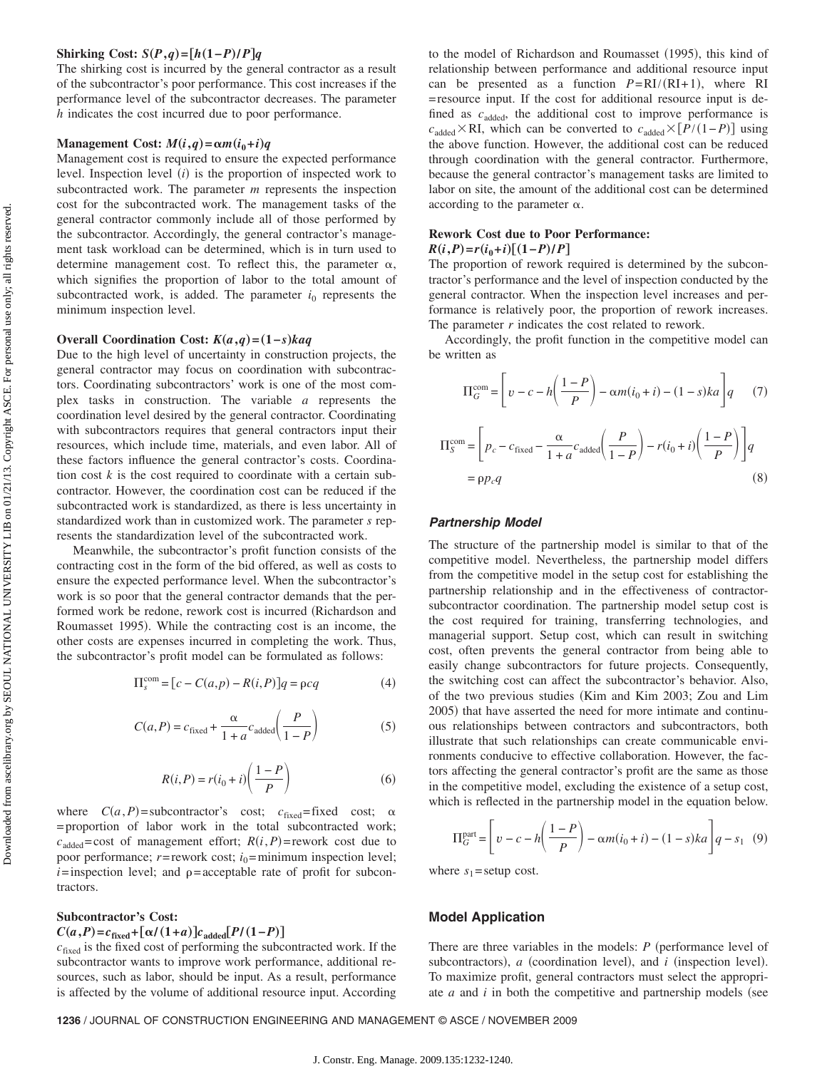**Shirking Cost:** $S(P,q)=[h(1-P)/P]q$

The shirking cost is incurred by the general contractor as a result of the subcontractor's poor performance. This cost increases if the performance level of the subcontractor decreases. The parameter $h$ indicates the cost incurred due to poor performance.

**Management Cost:** $M(i,q)=\alpha m(i_0+i)q$

Management cost is required to ensure the expected performance level. Inspection level ($i$) is the proportion of inspected work to subcontracted work. The parameter $m$ represents the inspection cost for the subcontracted work. The management tasks of the general contractor commonly include all of those performed by the subcontractor. Accordingly, the general contractor's management task workload can be determined, which is in turn used to determine management cost. To reflect this, the parameter $\alpha$, which signifies the proportion of labor to the total amount of subcontracted work, is added. The parameter $i_0$ represents the minimum inspection level.

**Overall Coordination Cost:** $K(a,q)=(1-s)kaq$

Due to the high level of uncertainty in construction projects, the general contractor may focus on coordination with subcontractors. Coordinating subcontractors' work is one of the most complex tasks in construction. The variable $a$ represents the coordination level desired by the general contractor. Coordinating with subcontractors requires that general contractors input their resources, which include time, materials, and even labor. All of these factors influence the general contractor's costs. Coordination cost $k$ is the cost required to coordinate with a certain subcontractor. However, the coordination cost can be reduced if the subcontracted work is standardized, as there is less uncertainty in standardized work than in customized work. The parameter $s$ represents the standardization level of the subcontracted work.

Meanwhile, the subcontractor's profit function consists of the contracting cost in the form of the bid offered, as well as costs to ensure the expected performance level. When the subcontractor's work is so poor that the general contractor demands that the performed work be redone, rework cost is incurred (Richardson and Roumasset 1995). While the contracting cost is an income, the other costs are expenses incurred in completing the work. Thus, the subcontractor's profit model can be formulated as follows:

$$\Pi_s^{\text{com}}=[c-C(a,p)-R(i,P)]q=\rho cq \quad (4)$$

$$C(a,P)=c_{\text{fixed}}+\frac{\alpha}{1+a}c_{\text{added}}\left(\frac{P}{1-P}\right) \quad (5)$$

$$R(i,P)=r(i_0+i)\left(\frac{1-P}{P}\right) \quad (6)$$

where $C(a,P)$=subcontractor's cost; $c_{\text{fixed}}$=fixed cost; $\alpha$=proportion of labor work in the total subcontracted work; $c_{\text{added}}$=cost of management effort; $R(i,P)$=rework cost due to poor performance; $r$=rework cost; $i_0$=minimum inspection level; $i$=inspection level; and $\rho$=acceptable rate of profit for subcontractors.

**Subcontractor's Cost:**
$C(a,P)=c_{\text{fixed}}+[\alpha/(1+a)]c_{\text{added}}[P/(1-P)]$

$c_{\text{fixed}}$ is the fixed cost of performing the subcontracted work. If the subcontractor wants to improve work performance, additional resources, such as labor, should be input. As a result, performance is affected by the volume of additional resource input. According to the model of Richardson and Roumasset (1995), this kind of relationship between performance and additional resource input can be presented as a function $P=\text{RI}/(\text{RI}+1)$, where RI =resource input. If the cost for additional resource input is defined as $c_{\text{added}}$, the additional cost to improve performance is $c_{\text{added}}\times\text{RI}$, which can be converted to $c_{\text{added}}\times[P/(1-P)]$ using the above function. However, the additional cost can be reduced through coordination with the general contractor. Furthermore, because the general contractor's management tasks are limited to labor on site, the amount of the additional cost can be determined according to the parameter $\alpha$.

**Rework Cost due to Poor Performance:**
$R(i,P)=r(i_0+i)[(1-P)/P]$

The proportion of rework required is determined by the subcontractor's performance and the level of inspection conducted by the general contractor. When the inspection level increases and performance is relatively poor, the proportion of rework increases. The parameter $r$ indicates the cost related to rework.

Accordingly, the profit function in the competitive model can be written as

$$\Pi_G^{\text{com}}=\left[v-c-h\left(\frac{1-P}{P}\right)-\alpha m(i_0+i)-(1-s)ka\right]q \quad (7)$$

$$\Pi_S^{\text{com}}=\left[p_c-c_{\text{fixed}}-\frac{\alpha}{1+a}c_{\text{added}}\left(\frac{P}{1-P}\right)-r(i_0+i)\left(\frac{1-P}{P}\right)\right]q = \rho p_c q \quad (8)$$

### *Partnership Model*

The structure of the partnership model is similar to that of the competitive model. Nevertheless, the partnership model differs from the competitive model in the setup cost for establishing the partnership relationship and in the effectiveness of contractor-subcontractor coordination. The partnership model setup cost is the cost required for training, transferring technologies, and managerial support. Setup cost, which can result in switching cost, often prevents the general contractor from being able to easily change subcontractors for future projects. Consequently, the switching cost can affect the subcontractor's behavior. Also, of the two previous studies (Kim and Kim 2003; Zou and Lim 2005) that have asserted the need for more intimate and continuous relationships between contractors and subcontractors, both illustrate that such relationships can create communicable environments conducive to effective collaboration. However, the factors affecting the general contractor's profit are the same as those in the competitive model, excluding the existence of a setup cost, which is reflected in the partnership model in the equation below.

$$\Pi_G^{\text{part}}=\left[v-c-h\left(\frac{1-P}{P}\right)-\alpha m(i_0+i)-(1-s)ka\right]q-s_1 \quad (9)$$

where $s_1$=setup cost.

## Model Application

There are three variables in the models: $P$ (performance level of subcontractors), $a$ (coordination level), and $i$ (inspection level). To maximize profit, general contractors must select the appropriate $a$ and $i$ in both the competitive and partnership models (see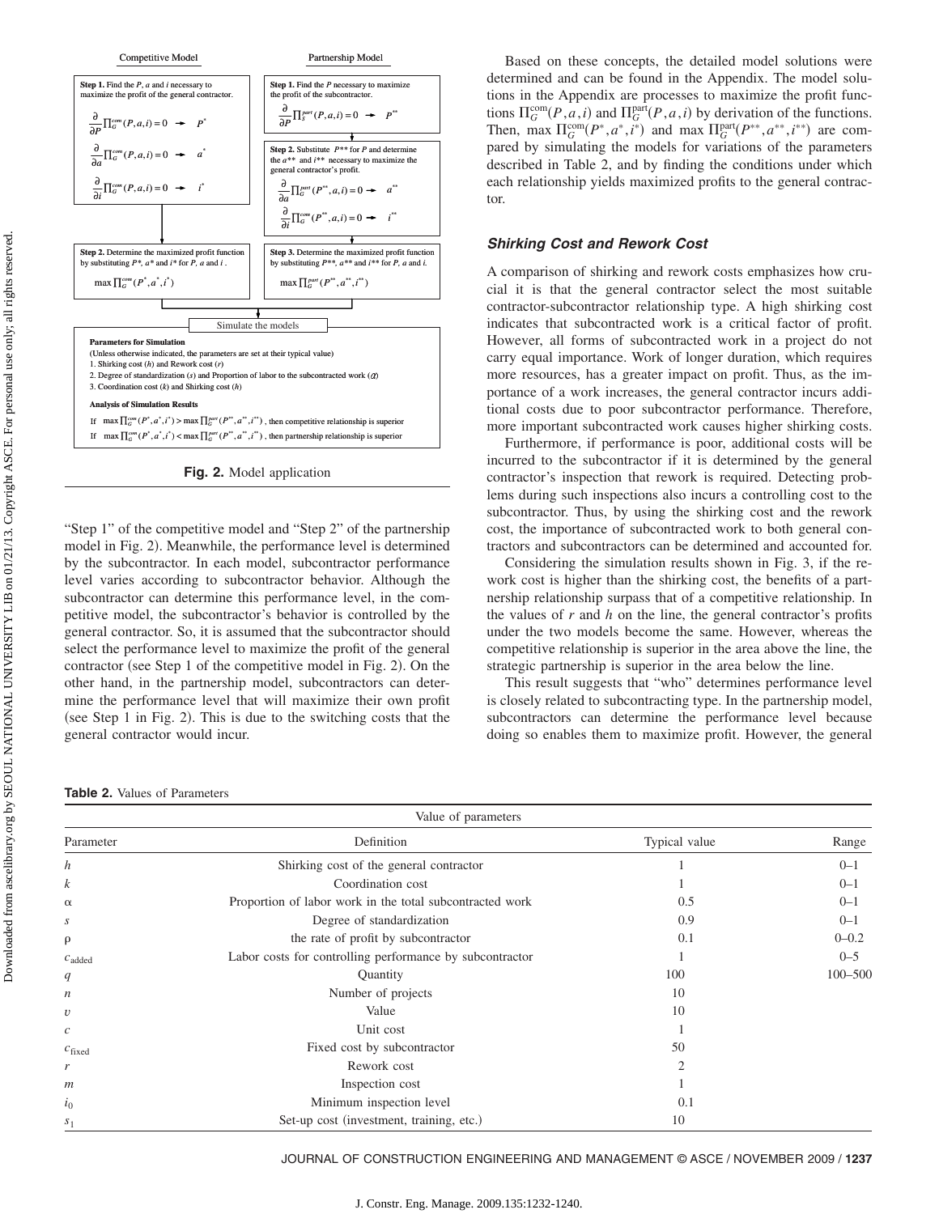**Competitive Model**

**Step 1.** Find the $P$, $a$ and $i$ necessary to maximize the profit of the general contractor.

$\frac{\partial}{\partial P}\Pi_G^{com}(P,a,i)=0 \rightarrow P^*$

$\frac{\partial}{\partial a}\Pi_G^{com}(P,a,i)=0 \rightarrow a^*$

$\frac{\partial}{\partial i}\Pi_G^{com}(P,a,i)=0 \rightarrow i^*$

**Step 2.** Determine the maximized profit function by substituting $P^*$, $a^*$ and $i^*$ for $P$, $a$ and $i$.

$\max \Pi_G^{com}(P^*,a^*,i^*)$

**Partnership Model**

**Step 1.** Find the $P$ necessary to maximize the profit of the subcontractor.

$\frac{\partial}{\partial P}\Pi_S^{part}(P,a,i)=0 \rightarrow P^{**}$

**Step 2.** Substitute $P^{**}$ for $P$ and determine the $a^{**}$ and $i^{**}$ necessary to maximize the general contractor's profit.

$\frac{\partial}{\partial a}\Pi_G^{part}(P^{**},a,i)=0 \rightarrow a^{**}$

$\frac{\partial}{\partial i}\Pi_G^{com}(P^{**},a,i)=0 \rightarrow i^{**}$

**Step 3.** Determine the maximized profit function by substituting $P^{**}$, $a^{**}$ and $i^{**}$ for $P$, $a$ and $i$.

$\max \Pi_G^{part}(P^{**},a^{**},i^{**})$

Simulate the models

**Parameters for Simulation**

(Unless otherwise indicated, the parameters are set at their typical value)

1. Shirking cost ($h$) and Rework cost ($r$)
2. Degree of standardization ($s$) and Proportion of labor to the subcontracted work ($\alpha$)
3. Coordination cost ($k$) and Shirking cost ($h$)

**Analysis of Simulation Results**

If $\max \Pi_G^{com}(P^*,a^*,i^*) > \max \Pi_G^{part}(P^{**},a^{**},i^{**})$, then competitive relationship is superior

If $\max \Pi_G^{com}(P^*,a^*,i^*) < \max \Pi_G^{part}(P^{**},a^{**},i^{**})$, then partnership relationship is superior

**Fig. 2.** Model application

"Step 1" of the competitive model and "Step 2" of the partnership model in Fig. 2). Meanwhile, the performance level is determined by the subcontractor. In each model, subcontractor performance level varies according to subcontractor behavior. Although the subcontractor can determine this performance level, in the competitive model, the subcontractor's behavior is controlled by the general contractor. So, it is assumed that the subcontractor should select the performance level to maximize the profit of the general contractor (see Step 1 of the competitive model in Fig. 2). On the other hand, in the partnership model, subcontractors can determine the performance level that will maximize their own profit (see Step 1 in Fig. 2). This is due to the switching costs that the general contractor would incur.

Based on these concepts, the detailed model solutions were determined and can be found in the Appendix. The model solutions in the Appendix are processes to maximize the profit functions $\Pi_G^{\text{com}}(P,a,i)$ and $\Pi_G^{\text{part}}(P,a,i)$ by derivation of the functions. Then, $\max \Pi_G^{\text{com}}(P^*,a^*,i^*)$ and $\max \Pi_G^{\text{part}}(P^{**},a^{**},i^{**})$ are compared by simulating the models for variations of the parameters described in Table 2, and by finding the conditions under which each relationship yields maximized profits to the general contractor.

### *Shirking Cost and Rework Cost*

A comparison of shirking and rework costs emphasizes how crucial it is that the general contractor select the most suitable contractor-subcontractor relationship type. A high shirking cost indicates that subcontracted work is a critical factor of profit. However, all forms of subcontracted work in a project do not carry equal importance. Work of longer duration, which requires more resources, has a greater impact on profit. Thus, as the importance of a work increases, the general contractor incurs additional costs due to poor subcontractor performance. Therefore, more important subcontracted work causes higher shirking costs.

Furthermore, if performance is poor, additional costs will be incurred to the subcontractor if it is determined by the general contractor's inspection that rework is required. Detecting problems during such inspections also incurs a controlling cost to the subcontractor. Thus, by using the shirking cost and the rework cost, the importance of subcontracted work to both general contractors and subcontractors can be determined and accounted for.

Considering the simulation results shown in Fig. 3, if the rework cost is higher than the shirking cost, the benefits of a partnership relationship surpass that of a competitive relationship. In the values of $r$ and $h$ on the line, the general contractor's profits under the two models become the same. However, whereas the competitive relationship is superior in the area above the line, the strategic partnership is superior in the area below the line.

This result suggests that "who" determines performance level is closely related to subcontracting type. In the partnership model, subcontractors can determine the performance level because doing so enables them to maximize profit. However, the general

**Table 2.** Values of Parameters

| Value of parameters | | | |
|---|---|---|---|
| Parameter | Definition | Typical value | Range |
| $h$ | Shirking cost of the general contractor | 1 | 0–1 |
| $k$ | Coordination cost | 1 | 0–1 |
| $\alpha$ | Proportion of labor work in the total subcontracted work | 0.5 | 0–1 |
| $s$ | Degree of standardization | 0.9 | 0–1 |
| $\rho$ | the rate of profit by subcontractor | 0.1 | 0–0.2 |
| $c_{\text{added}}$ | Labor costs for controlling performance by subcontractor | 1 | 0–5 |
| $q$ | Quantity | 100 | 100–500 |
| $n$ | Number of projects | 10 | |
| $v$ | Value | 10 | |
| $c$ | Unit cost | 1 | |
| $c_{\text{fixed}}$ | Fixed cost by subcontractor | 50 | |
| $r$ | Rework cost | 2 | |
| $m$ | Inspection cost | 1 | |
| $i_0$ | Minimum inspection level | 0.1 | |
| $s_1$ | Set-up cost (investment, training, etc.) | 10 | |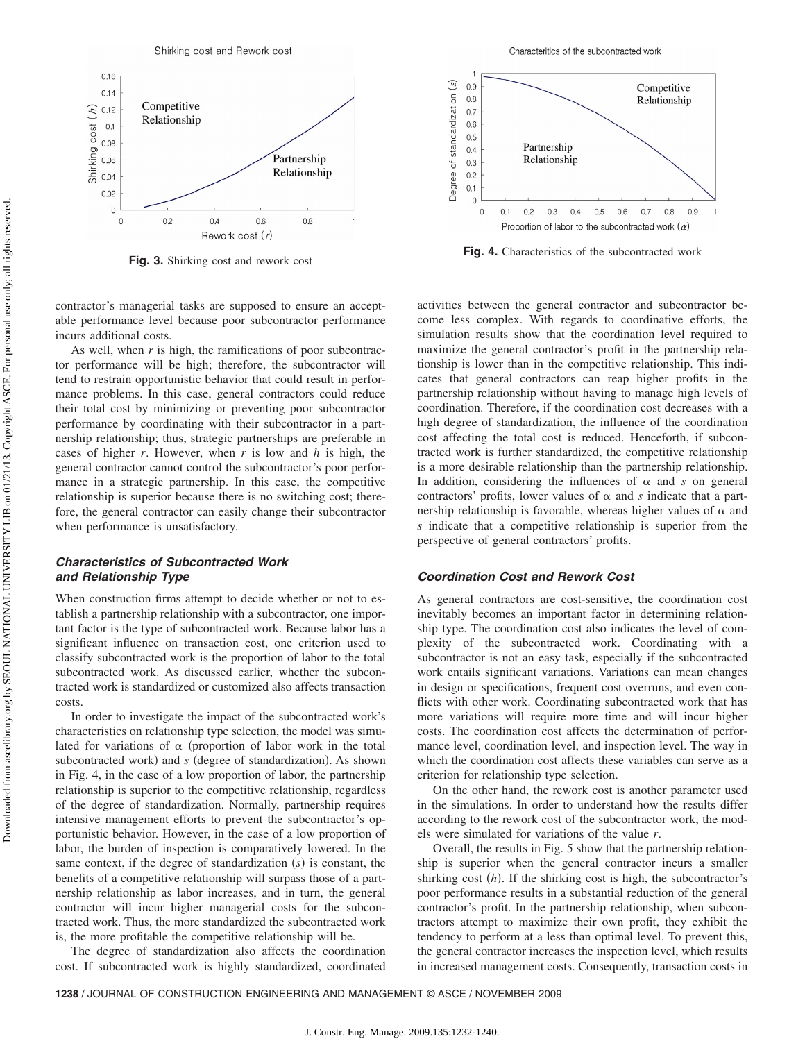Fig. 3. Shirking cost and rework cost

Fig. 4. Characteristics of the subcontracted work

contractor's managerial tasks are supposed to ensure an acceptable performance level because poor subcontractor performance incurs additional costs.

As well, when $r$ is high, the ramifications of poor subcontractor performance will be high; therefore, the subcontractor will tend to restrain opportunistic behavior that could result in performance problems. In this case, general contractors could reduce their total cost by minimizing or preventing poor subcontractor performance by coordinating with their subcontractor in a partnership relationship; thus, strategic partnerships are preferable in cases of higher $r$. However, when $r$ is low and $h$ is high, the general contractor cannot control the subcontractor's poor performance in a strategic partnership. In this case, the competitive relationship is superior because there is no switching cost; therefore, the general contractor can easily change their subcontractor when performance is unsatisfactory.

### *Characteristics of Subcontracted Work and Relationship Type*

When construction firms attempt to decide whether or not to establish a partnership relationship with a subcontractor, one important factor is the type of subcontracted work. Because labor has a significant influence on transaction cost, one criterion used to classify subcontracted work is the proportion of labor to the total subcontracted work. As discussed earlier, whether the subcontracted work is standardized or customized also affects transaction costs.

In order to investigate the impact of the subcontracted work's characteristics on relationship type selection, the model was simulated for variations of $\alpha$ (proportion of labor work in the total subcontracted work) and $s$ (degree of standardization). As shown in Fig. 4, in the case of a low proportion of labor, the partnership relationship is superior to the competitive relationship, regardless of the degree of standardization. Normally, partnership requires intensive management efforts to prevent the subcontractor's opportunistic behavior. However, in the case of a low proportion of labor, the burden of inspection is comparatively lowered. In the same context, if the degree of standardization ($s$) is constant, the benefits of a competitive relationship will surpass those of a partnership relationship as labor increases, and in turn, the general contractor will incur higher managerial costs for the subcontracted work. Thus, the more standardized the subcontracted work is, the more profitable the competitive relationship will be.

The degree of standardization also affects the coordination cost. If subcontracted work is highly standardized, coordinated activities between the general contractor and subcontractor become less complex. With regards to coordinative efforts, the simulation results show that the coordination level required to maximize the general contractor's profit in the partnership relationship is lower than in the competitive relationship. This indicates that general contractors can reap higher profits in the partnership relationship without having to manage high levels of coordination. Therefore, if the coordination cost decreases with a high degree of standardization, the influence of the coordination cost affecting the total cost is reduced. Henceforth, if subcontracted work is further standardized, the competitive relationship is a more desirable relationship than the partnership relationship. In addition, considering the influences of $\alpha$ and $s$ on general contractors' profits, lower values of $\alpha$ and $s$ indicate that a partnership relationship is favorable, whereas higher values of $\alpha$ and $s$ indicate that a competitive relationship is superior from the perspective of general contractors' profits.

### *Coordination Cost and Rework Cost*

As general contractors are cost-sensitive, the coordination cost inevitably becomes an important factor in determining relationship type. The coordination cost also indicates the level of complexity of the subcontracted work. Coordinating with a subcontractor is not an easy task, especially if the subcontracted work entails significant variations. Variations can mean changes in design or specifications, frequent cost overruns, and even conflicts with other work. Coordinating subcontracted work that has more variations will require more time and will incur higher costs. The coordination cost affects the determination of performance level, coordination level, and inspection level. The way in which the coordination cost affects these variables can serve as a criterion for relationship type selection.

On the other hand, the rework cost is another parameter used in the simulations. In order to understand how the results differ according to the rework cost of the subcontractor work, the models were simulated for variations of the value $r$.

Overall, the results in Fig. 5 show that the partnership relationship is superior when the general contractor incurs a smaller shirking cost ($h$). If the shirking cost is high, the subcontractor's poor performance results in a substantial reduction of the general contractor's profit. In the partnership relationship, when subcontractors attempt to maximize their own profit, they exhibit the tendency to perform at a less than optimal level. To prevent this, the general contractor increases the inspection level, which results in increased management costs. Consequently, transaction costs in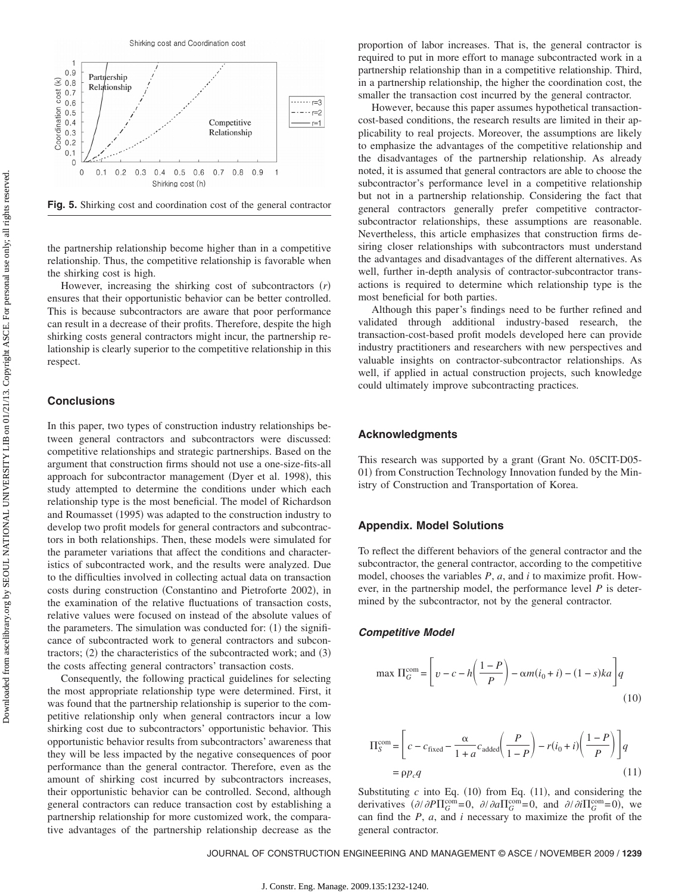Shirking cost and Coordination cost

Coordination cost (k)

Shirking cost (h)

Partnership Relationship

Competitive Relationship

r=3

r=2

r=1

1

0.9

0.8

0.7

0.6

0.5

0.4

0.3

0.2

0.1

0

0 0.1 0.2 0.3 0.4 0.5 0.6 0.7 0.8 0.9 1

**Fig. 5.** Shirking cost and coordination cost of the general contractor

the partnership relationship become higher than in a competitive relationship. Thus, the competitive relationship is favorable when the shirking cost is high.

However, increasing the shirking cost of subcontractors $(r)$ ensures that their opportunistic behavior can be better controlled. This is because subcontractors are aware that poor performance can result in a decrease of their profits. Therefore, despite the high shirking costs general contractors might incur, the partnership relationship is clearly superior to the competitive relationship in this respect.

## Conclusions

In this paper, two types of construction industry relationships between general contractors and subcontractors were discussed: competitive relationships and strategic partnerships. Based on the argument that construction firms should not use a one-size-fits-all approach for subcontractor management (Dyer et al. 1998), this study attempted to determine the conditions under which each relationship type is the most beneficial. The model of Richardson and Roumasset (1995) was adapted to the construction industry to develop two profit models for general contractors and subcontractors in both relationships. Then, these models were simulated for the parameter variations that affect the conditions and characteristics of subcontracted work, and the results were analyzed. Due to the difficulties involved in collecting actual data on transaction costs during construction (Constantino and Pietroforte 2002), in the examination of the relative fluctuations of transaction costs, relative values were focused on instead of the absolute values of the parameters. The simulation was conducted for: (1) the significance of subcontracted work to general contractors and subcontractors; (2) the characteristics of the subcontracted work; and (3) the costs affecting general contractors' transaction costs.

Consequently, the following practical guidelines for selecting the most appropriate relationship type were determined. First, it was found that the partnership relationship is superior to the competitive relationship only when general contractors incur a low shirking cost due to subcontractors' opportunistic behavior. This opportunistic behavior results from subcontractors' awareness that they will be less impacted by the negative consequences of poor performance than the general contractor. Therefore, even as the amount of shirking cost incurred by subcontractors increases, their opportunistic behavior can be controlled. Second, although general contractors can reduce transaction cost by establishing a partnership relationship for more customized work, the comparative advantages of the partnership relationship decrease as the proportion of labor increases. That is, the general contractor is required to put in more effort to manage subcontracted work in a partnership relationship than in a competitive relationship. Third, in a partnership relationship, the higher the coordination cost, the smaller the transaction cost incurred by the general contractor.

However, because this paper assumes hypothetical transaction-cost-based conditions, the research results are limited in their applicability to real projects. Moreover, the assumptions are likely to emphasize the advantages of the competitive relationship and the disadvantages of the partnership relationship. As already noted, it is assumed that general contractors are able to choose the subcontractor's performance level in a competitive relationship but not in a partnership relationship. Considering the fact that general contractors generally prefer competitive contractor-subcontractor relationships, these assumptions are reasonable. Nevertheless, this article emphasizes that construction firms desiring closer relationships with subcontractors must understand the advantages and disadvantages of the different alternatives. As well, further in-depth analysis of contractor-subcontractor transactions is required to determine which relationship type is the most beneficial for both parties.

Although this paper's findings need to be further refined and validated through additional industry-based research, the transaction-cost-based profit models developed here can provide industry practitioners and researchers with new perspectives and valuable insights on contractor-subcontractor relationships. As well, if applied in actual construction projects, such knowledge could ultimately improve subcontracting practices.

## Acknowledgments

This research was supported by a grant (Grant No. 05CIT-D05-01) from Construction Technology Innovation funded by the Ministry of Construction and Transportation of Korea.

## Appendix. Model Solutions

To reflect the different behaviors of the general contractor and the subcontractor, the general contractor, according to the competitive model, chooses the variables $P$, $a$, and $i$ to maximize profit. However, in the partnership model, the performance level $P$ is determined by the subcontractor, not by the general contractor.

### *Competitive Model*

$$\max \Pi_G^{\text{com}} = \left[ v - c - h\left(\frac{1-P}{P}\right) - \alpha m(i_0 + i) - (1-s)ka \right] q \tag{10}$$

$$\Pi_S^{\text{com}} = \left[ c - c_{\text{fixed}} - \frac{\alpha}{1+a} c_{\text{added}}\left(\frac{P}{1-P}\right) - r(i_0 + i)\left(\frac{1-P}{P}\right) \right] q = \rho p_c q \tag{11}$$

Substituting $c$ into Eq. (10) from Eq. (11), and considering the derivatives $(\partial/\partial P \Pi_G^{\text{com}} = 0,\ \partial/\partial a \Pi_G^{\text{com}} = 0,\ \text{and}\ \partial/\partial i \Pi_G^{\text{com}} = 0)$, we can find the $P$, $a$, and $i$ necessary to maximize the profit of the general contractor.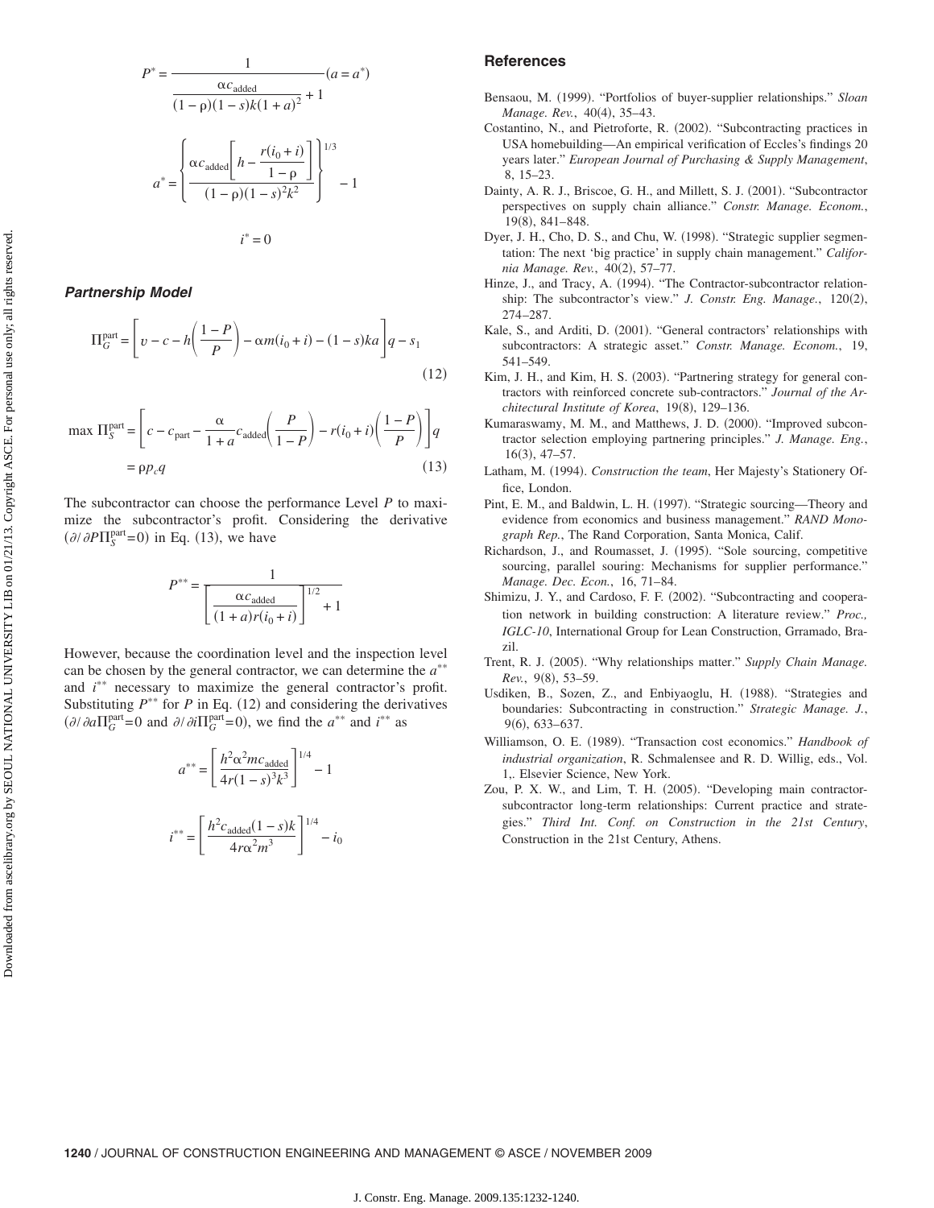$$P^* = \frac{1}{\frac{\alpha c_{\text{added}}}{(1-\rho)(1-s)k(1+a)^2} + 1} (a = a^*)$$

$$a^* = \left\{ \frac{\alpha c_{\text{added}} \left[ h - \frac{r(i_0 + i)}{1-\rho} \right]}{(1-\rho)(1-s)^2 k^2} \right\}^{1/3} - 1$$

$$i^* = 0$$

### *Partnership Model*

$$\Pi_G^{\text{part}} = \left[ v - c - h\left(\frac{1-P}{P}\right) - \alpha m(i_0 + i) - (1-s)ka \right] q - s_1 \tag{12}$$

$$\max \Pi_S^{\text{part}} = \left[ c - c_{\text{part}} - \frac{\alpha}{1+a} c_{\text{added}} \left(\frac{P}{1-P}\right) - r(i_0 + i)\left(\frac{1-P}{P}\right) \right] q$$
$$= \rho p_c q \tag{13}$$

The subcontractor can choose the performance Level $P$ to maximize the subcontractor's profit. Considering the derivative $(\partial/\partial P \Pi_S^{\text{part}} = 0)$ in Eq. (13), we have

$$P^{**} = \frac{1}{\left[ \frac{\alpha c_{\text{added}}}{(1+a) r(i_0 + i)} \right]^{1/2} + 1}$$

However, because the coordination level and the inspection level can be chosen by the general contractor, we can determine the $a^{**}$ and $i^{**}$ necessary to maximize the general contractor's profit. Substituting $P^{**}$ for $P$ in Eq. (12) and considering the derivatives $(\partial/\partial a \Pi_G^{\text{part}} = 0$ and $\partial/\partial i \Pi_G^{\text{part}} = 0)$, we find the $a^{**}$ and $i^{**}$ as

$$a^{**} = \left[ \frac{h^2 \alpha^2 m c_{\text{added}}}{4r(1-s)^3 k^3} \right]^{1/4} - 1$$

$$i^{**} = \left[ \frac{h^2 c_{\text{added}} (1-s) k}{4r\alpha^2 m^3} \right]^{1/4} - i_0$$

## References

Bensaou, M. (1999). "Portfolios of buyer-supplier relationships." *Sloan Manage. Rev.*, 40(4), 35–43.

Costantino, N., and Pietroforte, R. (2002). "Subcontracting practices in USA homebuilding—An empirical verification of Eccles's findings 20 years later." *European Journal of Purchasing & Supply Management*, 8, 15–23.

Dainty, A. R. J., Briscoe, G. H., and Millett, S. J. (2001). "Subcontractor perspectives on supply chain alliance." *Constr. Manage. Econom.*, 19(8), 841–848.

Dyer, J. H., Cho, D. S., and Chu, W. (1998). "Strategic supplier segmentation: The next 'big practice' in supply chain management." *California Manage. Rev.*, 40(2), 57–77.

Hinze, J., and Tracy, A. (1994). "The Contractor-subcontractor relationship: The subcontractor's view." *J. Constr. Eng. Manage.*, 120(2), 274–287.

Kale, S., and Arditi, D. (2001). "General contractors' relationships with subcontractors: A strategic asset." *Constr. Manage. Econom.*, 19, 541–549.

Kim, J. H., and Kim, H. S. (2003). "Partnering strategy for general contractors with reinforced concrete sub-contractors." *Journal of the Architectural Institute of Korea*, 19(8), 129–136.

Kumaraswamy, M. M., and Matthews, J. D. (2000). "Improved subcontractor selection employing partnering principles." *J. Manage. Eng.*, 16(3), 47–57.

Latham, M. (1994). *Construction the team*, Her Majesty's Stationery Office, London.

Pint, E. M., and Baldwin, L. H. (1997). "Strategic sourcing—Theory and evidence from economics and business management." *RAND Monograph Rep.*, The Rand Corporation, Santa Monica, Calif.

Richardson, J., and Roumasset, J. (1995). "Sole sourcing, competitive sourcing, parallel souring: Mechanisms for supplier performance." *Manage. Dec. Econ.*, 16, 71–84.

Shimizu, J. Y., and Cardoso, F. F. (2002). "Subcontracting and cooperation network in building construction: A literature review." *Proc., IGLC-10*, International Group for Lean Construction, Grramado, Brazil.

Trent, R. J. (2005). "Why relationships matter." *Supply Chain Manage. Rev.*, 9(8), 53–59.

Usdiken, B., Sozen, Z., and Enbiyaoglu, H. (1988). "Strategies and boundaries: Subcontracting in construction." *Strategic Manage. J.*, 9(6), 633–637.

Williamson, O. E. (1989). "Transaction cost economics." *Handbook of industrial organization*, R. Schmalensee and R. D. Willig, eds., Vol. 1,. Elsevier Science, New York.

Zou, P. X. W., and Lim, T. H. (2005). "Developing main contractor-subcontractor long-term relationships: Current practice and strategies." *Third Int. Conf. on Construction in the 21st Century*, Construction in the 21st Century, Athens.